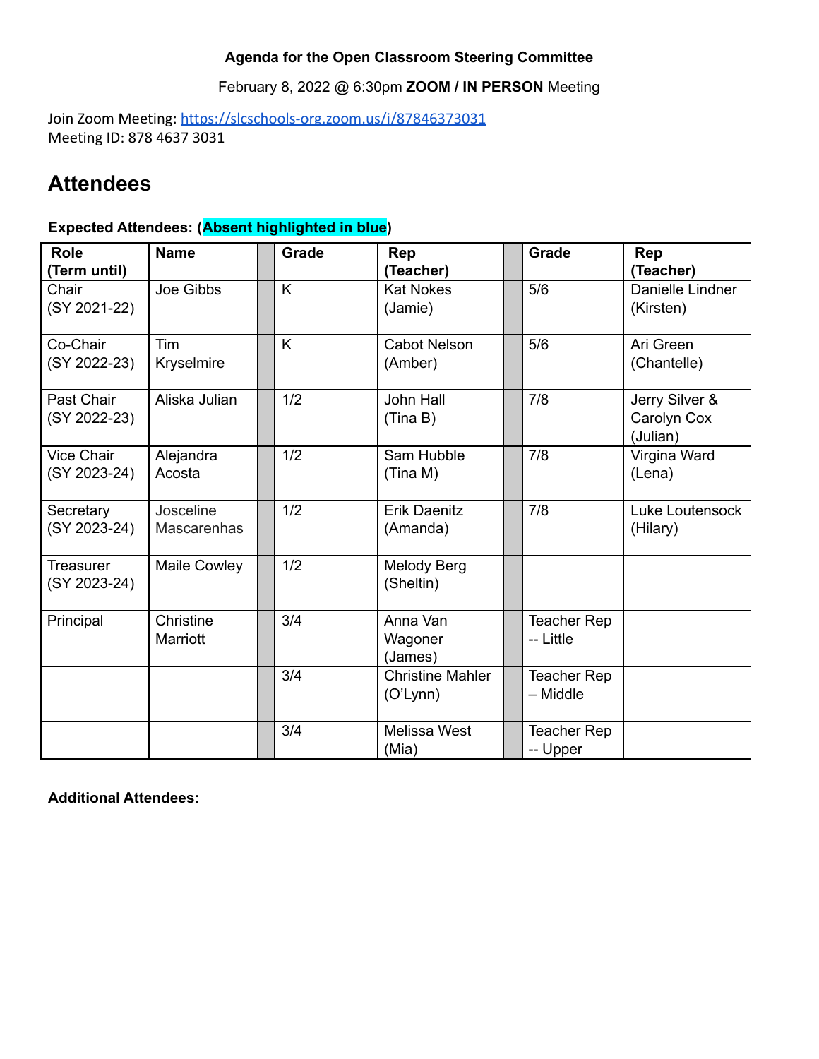**Agenda for the Open Classroom Steering Committee**

February 8, 2022 @ 6:30pm **ZOOM / IN PERSON** Meeting

Join Zoom Meeting: https://slcschools-org.zoom.us/j/87846373031
Meeting ID: 878 4637 3031

# Attendees

**Expected Attendees: (Absent highlighted in blue)**

| Role (Term until) | Name | | Grade | Rep (Teacher) | | Grade | Rep (Teacher) |
|---|---|---|---|---|---|---|---|
| Chair (SY 2021-22) | Joe Gibbs | | K | Kat Nokes (Jamie) | | 5/6 | Danielle Lindner (Kirsten) |
| Co-Chair (SY 2022-23) | Tim Kryselmire | | K | Cabot Nelson (Amber) | | 5/6 | Ari Green (Chantelle) |
| Past Chair (SY 2022-23) | Aliska Julian | | 1/2 | John Hall (Tina B) | | 7/8 | Jerry Silver & Carolyn Cox (Julian) |
| Vice Chair (SY 2023-24) | Alejandra Acosta | | 1/2 | Sam Hubble (Tina M) | | 7/8 | Virgina Ward (Lena) |
| Secretary (SY 2023-24) | Josceline Mascarenhas | | 1/2 | Erik Daenitz (Amanda) | | 7/8 | Luke Loutensock (Hilary) |
| Treasurer (SY 2023-24) | Maile Cowley | | 1/2 | Melody Berg (Sheltin) | | | |
| Principal | Christine Marriott | | 3/4 | Anna Van Wagoner (James) | | Teacher Rep -- Little | |
| | | | 3/4 | Christine Mahler (O'Lynn) | | Teacher Rep – Middle | |
| | | | 3/4 | Melissa West (Mia) | | Teacher Rep -- Upper | |

**Additional Attendees:**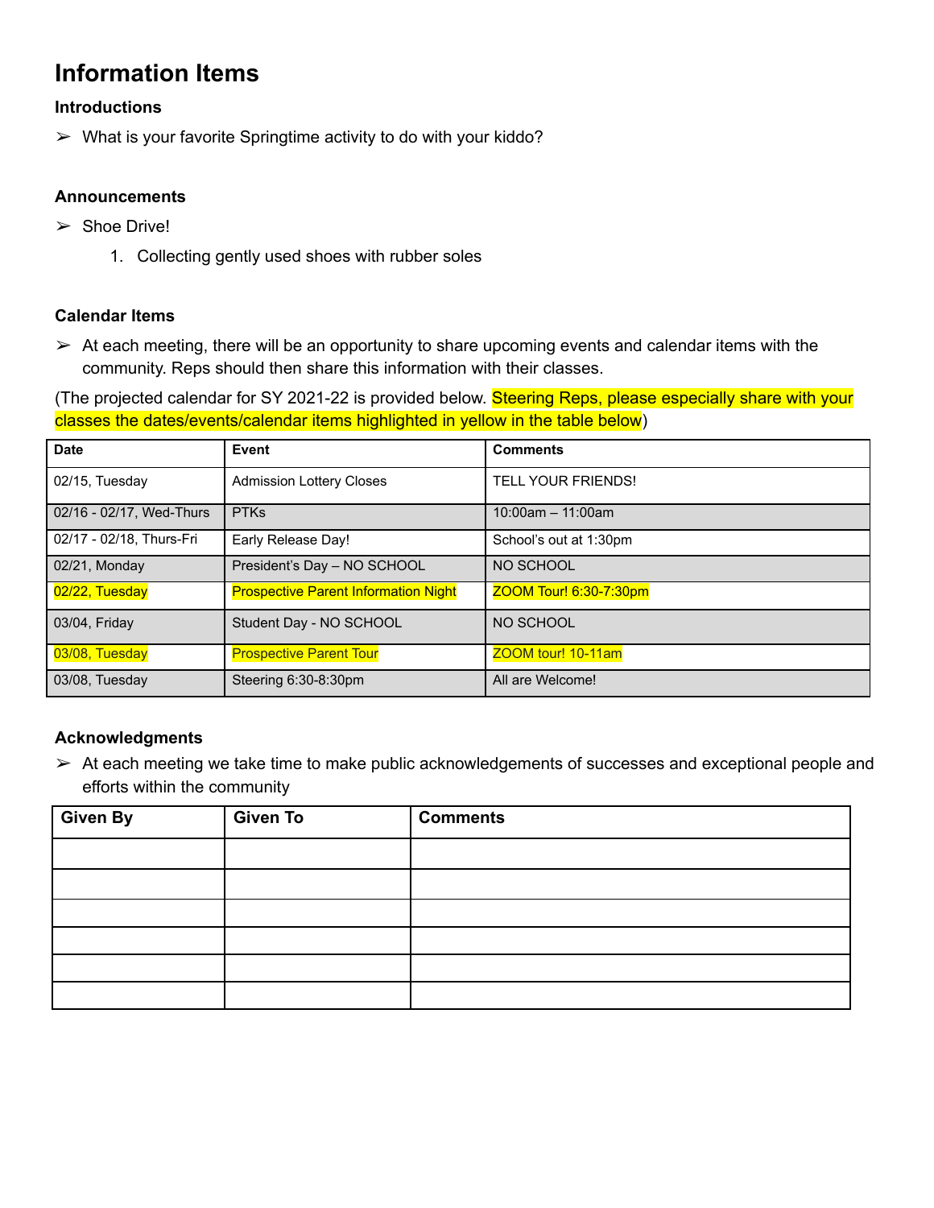# Information Items

### Introductions

- What is your favorite Springtime activity to do with your kiddo?

### Announcements

- Shoe Drive!
    1. Collecting gently used shoes with rubber soles

### Calendar Items

- At each meeting, there will be an opportunity to share upcoming events and calendar items with the community. Reps should then share this information with their classes.

(The projected calendar for SY 2021-22 is provided below. Steering Reps, please especially share with your classes the dates/events/calendar items highlighted in yellow in the table below)

| Date | Event | Comments |
|---|---|---|
| 02/15, Tuesday | Admission Lottery Closes | TELL YOUR FRIENDS! |
| 02/16 - 02/17, Wed-Thurs | PTKs | 10:00am – 11:00am |
| 02/17 - 02/18, Thurs-Fri | Early Release Day! | School's out at 1:30pm |
| 02/21, Monday | President's Day – NO SCHOOL | NO SCHOOL |
| 02/22, Tuesday | Prospective Parent Information Night | ZOOM Tour! 6:30-7:30pm |
| 03/04, Friday | Student Day - NO SCHOOL | NO SCHOOL |
| 03/08, Tuesday | Prospective Parent Tour | ZOOM tour! 10-11am |
| 03/08, Tuesday | Steering 6:30-8:30pm | All are Welcome! |

### Acknowledgments

- At each meeting we take time to make public acknowledgements of successes and exceptional people and efforts within the community

| Given By | Given To | Comments |
|---|---|---|
| | | |
| | | |
| | | |
| | | |
| | | |
| | | |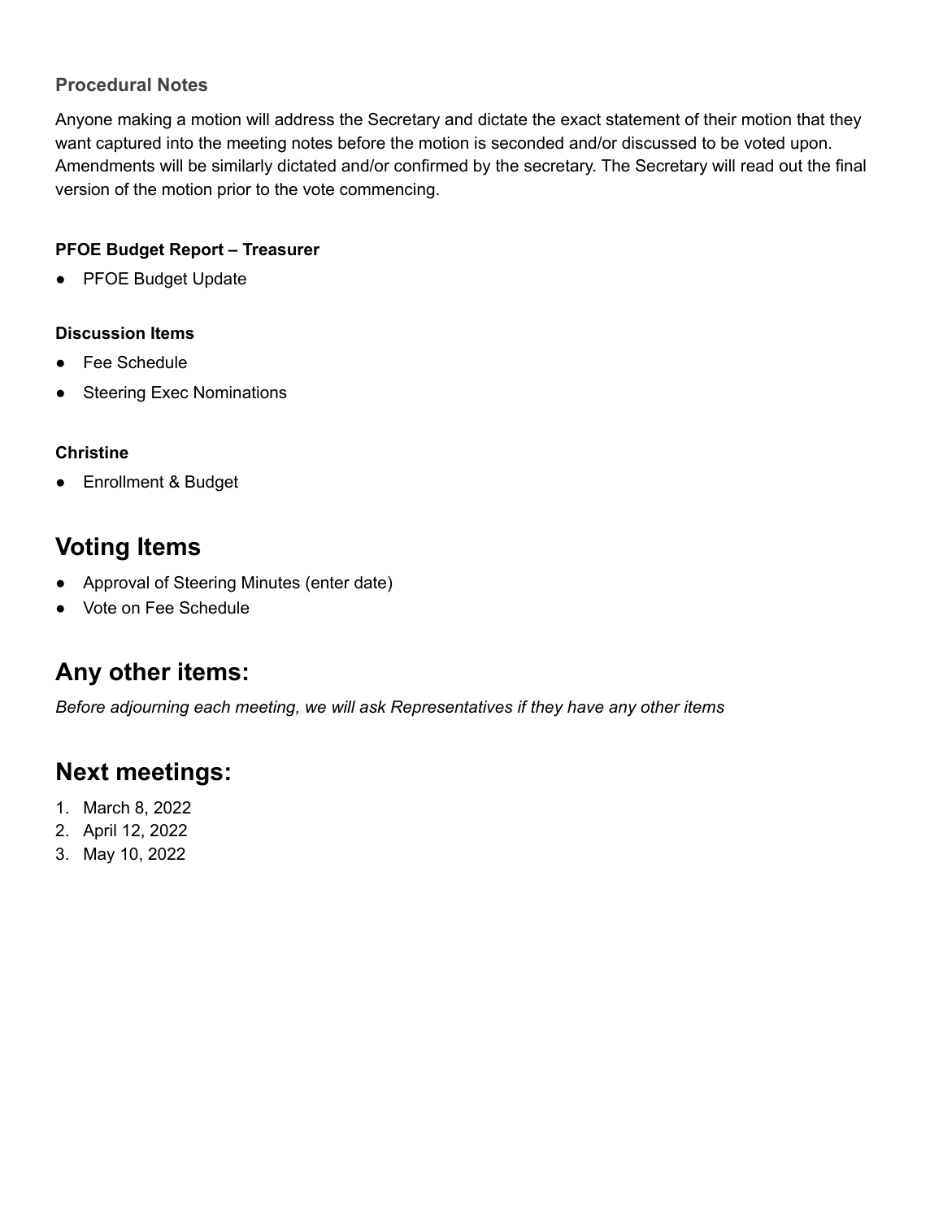### Procedural Notes

Anyone making a motion will address the Secretary and dictate the exact statement of their motion that they want captured into the meeting notes before the motion is seconded and/or discussed to be voted upon. Amendments will be similarly dictated and/or confirmed by the secretary. The Secretary will read out the final version of the motion prior to the vote commencing.

**PFOE Budget Report – Treasurer**

- PFOE Budget Update

**Discussion Items**

- Fee Schedule
- Steering Exec Nominations

**Christine**

- Enrollment & Budget

## Voting Items

- Approval of Steering Minutes (enter date)
- Vote on Fee Schedule

## Any other items:

*Before adjourning each meeting, we will ask Representatives if they have any other items*

## Next meetings:

1. March 8, 2022
2. April 12, 2022
3. May 10, 2022